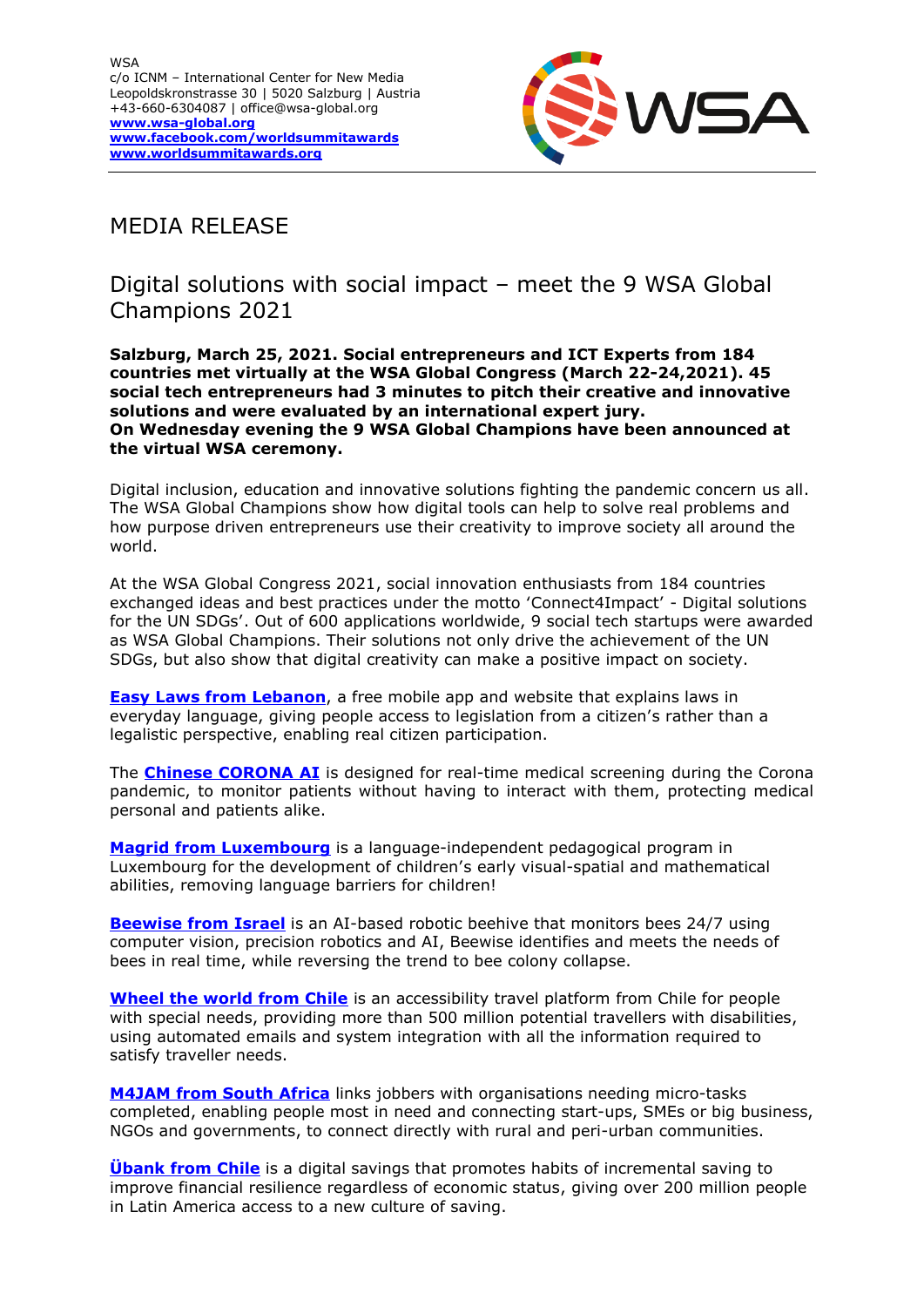WSA
c/o ICNM – International Center for New Media
Leopoldskronstrasse 30 | 5020 Salzburg | Austria
+43-660-6304087 | office@wsa-global.org
**www.wsa-global.org**
**www.facebook.com/worldsummitawards**
**www.worldsummitawards.org**

# MEDIA RELEASE

## Digital solutions with social impact – meet the 9 WSA Global Champions 2021

**Salzburg, March 25, 2021. Social entrepreneurs and ICT Experts from 184 countries met virtually at the WSA Global Congress (March 22-24,2021). 45 social tech entrepreneurs had 3 minutes to pitch their creative and innovative solutions and were evaluated by an international expert jury.**
**On Wednesday evening the 9 WSA Global Champions have been announced at the virtual WSA ceremony.**

Digital inclusion, education and innovative solutions fighting the pandemic concern us all. The WSA Global Champions show how digital tools can help to solve real problems and how purpose driven entrepreneurs use their creativity to improve society all around the world.

At the WSA Global Congress 2021, social innovation enthusiasts from 184 countries exchanged ideas and best practices under the motto 'Connect4Impact' - Digital solutions for the UN SDGs'. Out of 600 applications worldwide, 9 social tech startups were awarded as WSA Global Champions. Their solutions not only drive the achievement of the UN SDGs, but also show that digital creativity can make a positive impact on society.

**Easy Laws from Lebanon**, a free mobile app and website that explains laws in everyday language, giving people access to legislation from a citizen's rather than a legalistic perspective, enabling real citizen participation.

The **Chinese CORONA AI** is designed for real-time medical screening during the Corona pandemic, to monitor patients without having to interact with them, protecting medical personal and patients alike.

**Magrid from Luxembourg** is a language-independent pedagogical program in Luxembourg for the development of children's early visual-spatial and mathematical abilities, removing language barriers for children!

**Beewise from Israel** is an AI-based robotic beehive that monitors bees 24/7 using computer vision, precision robotics and AI, Beewise identifies and meets the needs of bees in real time, while reversing the trend to bee colony collapse.

**Wheel the world from Chile** is an accessibility travel platform from Chile for people with special needs, providing more than 500 million potential travellers with disabilities, using automated emails and system integration with all the information required to satisfy traveller needs.

**M4JAM from South Africa** links jobbers with organisations needing micro-tasks completed, enabling people most in need and connecting start-ups, SMEs or big business, NGOs and governments, to connect directly with rural and peri-urban communities.

**Übank from Chile** is a digital savings that promotes habits of incremental saving to improve financial resilience regardless of economic status, giving over 200 million people in Latin America access to a new culture of saving.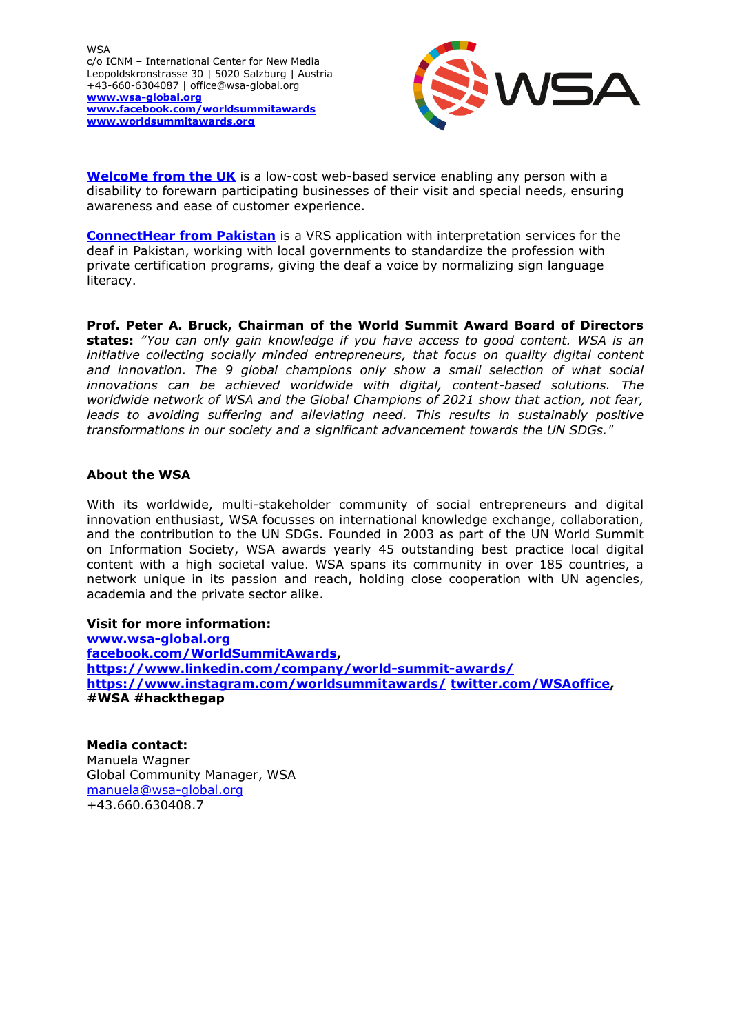WSA
c/o ICNM – International Center for New Media
Leopoldskronstrasse 30 | 5020 Salzburg | Austria
+43-660-6304087 | office@wsa-global.org
**www.wsa-global.org**
**www.facebook.com/worldsummitawards**
**www.worldsummitawards.org**

---

**WelcoMe from the UK** is a low-cost web-based service enabling any person with a disability to forewarn participating businesses of their visit and special needs, ensuring awareness and ease of customer experience.

**ConnectHear from Pakistan** is a VRS application with interpretation services for the deaf in Pakistan, working with local governments to standardize the profession with private certification programs, giving the deaf a voice by normalizing sign language literacy.

**Prof. Peter A. Bruck, Chairman of the World Summit Award Board of Directors states:** *"You can only gain knowledge if you have access to good content. WSA is an initiative collecting socially minded entrepreneurs, that focus on quality digital content and innovation. The 9 global champions only show a small selection of what social innovations can be achieved worldwide with digital, content-based solutions. The worldwide network of WSA and the Global Champions of 2021 show that action, not fear, leads to avoiding suffering and alleviating need. This results in sustainably positive transformations in our society and a significant advancement towards the UN SDGs."*

**About the WSA**

With its worldwide, multi-stakeholder community of social entrepreneurs and digital innovation enthusiast, WSA focusses on international knowledge exchange, collaboration, and the contribution to the UN SDGs. Founded in 2003 as part of the UN World Summit on Information Society, WSA awards yearly 45 outstanding best practice local digital content with a high societal value. WSA spans its community in over 185 countries, a network unique in its passion and reach, holding close cooperation with UN agencies, academia and the private sector alike.

**Visit for more information:**
**www.wsa-global.org**
**facebook.com/WorldSummitAwards,**
**https://www.linkedin.com/company/world-summit-awards/**
**https://www.instagram.com/worldsummitawards/ twitter.com/WSAoffice,**
**#WSA #hackthegap**

---

**Media contact:**
Manuela Wagner
Global Community Manager, WSA
manuela@wsa-global.org
+43.660.630408.7